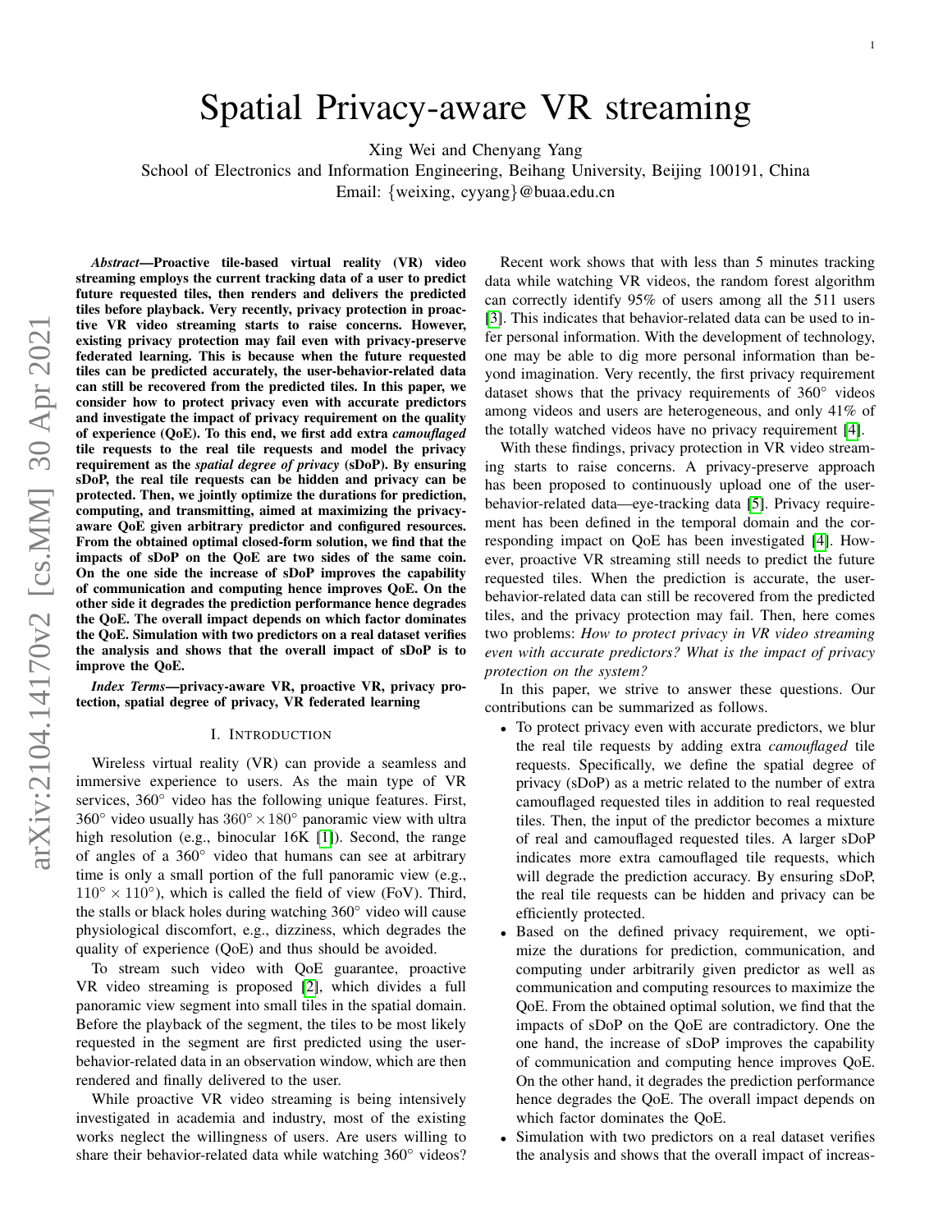# Spatial Privacy-aware VR streaming

Xing Wei and Chenyang Yang

School of Electronics and Information Engineering, Beihang University, Beijing 100191, China

Email: {weixing, cyyang}@buaa.edu.cn

***Abstract*—Proactive tile-based virtual reality (VR) video streaming employs the current tracking data of a user to predict future requested tiles, then renders and delivers the predicted tiles before playback. Very recently, privacy protection in proactive VR video streaming starts to raise concerns. However, existing privacy protection may fail even with privacy-preserve federated learning. This is because when the future requested tiles can be predicted accurately, the user-behavior-related data can still be recovered from the predicted tiles. In this paper, we consider how to protect privacy even with accurate predictors and investigate the impact of privacy requirement on the quality of experience (QoE). To this end, we first add extra *camouflaged* tile requests to the real tile requests and model the privacy requirement as the *spatial degree of privacy* (sDoP). By ensuring sDoP, the real tile requests can be hidden and privacy can be protected. Then, we jointly optimize the durations for prediction, computing, and transmitting, aimed at maximizing the privacy-aware QoE given arbitrary predictor and configured resources. From the obtained optimal closed-form solution, we find that the impacts of sDoP on the QoE are two sides of the same coin. On the one side the increase of sDoP improves the capability of communication and computing hence improves QoE. On the other side it degrades the prediction performance hence degrades the QoE. The overall impact depends on which factor dominates the QoE. Simulation with two predictors on a real dataset verifies the analysis and shows that the overall impact of sDoP is to improve the QoE.**

***Index Terms*—privacy-aware VR, proactive VR, privacy protection, spatial degree of privacy, VR federated learning**

## I. INTRODUCTION

Wireless virtual reality (VR) can provide a seamless and immersive experience to users. As the main type of VR services, 360° video has the following unique features. First, 360° video usually has $360^\circ \times 180^\circ$ panoramic view with ultra high resolution (e.g., binocular 16K [1]). Second, the range of angles of a 360° video that humans can see at arbitrary time is only a small portion of the full panoramic view (e.g., $110^\circ \times 110^\circ$), which is called the field of view (FoV). Third, the stalls or black holes during watching 360° video will cause physiological discomfort, e.g., dizziness, which degrades the quality of experience (QoE) and thus should be avoided.

To stream such video with QoE guarantee, proactive VR video streaming is proposed [2], which divides a full panoramic view segment into small tiles in the spatial domain. Before the playback of the segment, the tiles to be most likely requested in the segment are first predicted using the user-behavior-related data in an observation window, which are then rendered and finally delivered to the user.

While proactive VR video streaming is being intensively investigated in academia and industry, most of the existing works neglect the willingness of users. Are users willing to share their behavior-related data while watching 360° videos?

Recent work shows that with less than 5 minutes tracking data while watching VR videos, the random forest algorithm can correctly identify 95% of users among all the 511 users [3]. This indicates that behavior-related data can be used to infer personal information. With the development of technology, one may be able to dig more personal information than beyond imagination. Very recently, the first privacy requirement dataset shows that the privacy requirements of 360° videos among videos and users are heterogeneous, and only 41% of the totally watched videos have no privacy requirement [4].

With these findings, privacy protection in VR video streaming starts to raise concerns. A privacy-preserve approach has been proposed to continuously upload one of the user-behavior-related data—eye-tracking data [5]. Privacy requirement has been defined in the temporal domain and the corresponding impact on QoE has been investigated [4]. However, proactive VR streaming still needs to predict the future requested tiles. When the prediction is accurate, the user-behavior-related data can still be recovered from the predicted tiles, and the privacy protection may fail. Then, here comes two problems: *How to protect privacy in VR video streaming even with accurate predictors? What is the impact of privacy protection on the system?*

In this paper, we strive to answer these questions. Our contributions can be summarized as follows.

- To protect privacy even with accurate predictors, we blur the real tile requests by adding extra *camouflaged* tile requests. Specifically, we define the spatial degree of privacy (sDoP) as a metric related to the number of extra camouflaged requested tiles in addition to real requested tiles. Then, the input of the predictor becomes a mixture of real and camouflaged requested tiles. A larger sDoP indicates more extra camouflaged tile requests, which will degrade the prediction accuracy. By ensuring sDoP, the real tile requests can be hidden and privacy can be efficiently protected.
- Based on the defined privacy requirement, we optimize the durations for prediction, communication, and computing under arbitrarily given predictor as well as communication and computing resources to maximize the QoE. From the obtained optimal solution, we find that the impacts of sDoP on the QoE are contradictory. One the one hand, the increase of sDoP improves the capability of communication and computing hence improves QoE. On the other hand, it degrades the prediction performance hence degrades the QoE. The overall impact depends on which factor dominates the QoE.
- Simulation with two predictors on a real dataset verifies the analysis and shows that the overall impact of increas-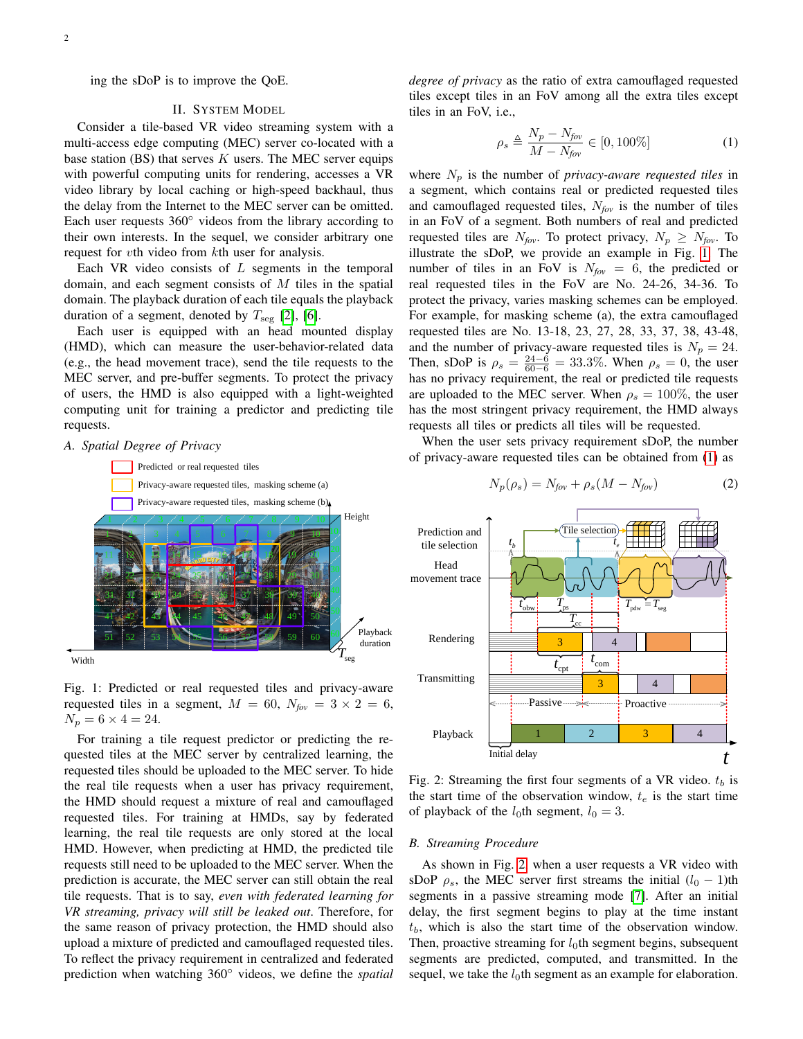ing the sDoP is to improve the QoE.

## II. System Model

Consider a tile-based VR video streaming system with a multi-access edge computing (MEC) server co-located with a base station (BS) that serves $K$ users. The MEC server equips with powerful computing units for rendering, accesses a VR video library by local caching or high-speed backhaul, thus the delay from the Internet to the MEC server can be omitted. Each user requests 360° videos from the library according to their own interests. In the sequel, we consider arbitrary one request for $v$th video from $k$th user for analysis.

Each VR video consists of $L$ segments in the temporal domain, and each segment consists of $M$ tiles in the spatial domain. The playback duration of each tile equals the playback duration of a segment, denoted by $T_{\text{seg}}$ [2], [6].

Each user is equipped with an head mounted display (HMD), which can measure the user-behavior-related data (e.g., the head movement trace), send the tile requests to the MEC server, and pre-buffer segments. To protect the privacy of users, the HMD is also equipped with a light-weighted computing unit for training a predictor and predicting tile requests.

### A. Spatial Degree of Privacy

Fig. 1: Predicted or real requested tiles and privacy-aware requested tiles in a segment, $M = 60$, $N_{fov} = 3 \times 2 = 6$, $N_p = 6 \times 4 = 24$.

For training a tile request predictor or predicting the requested tiles at the MEC server by centralized learning, the requested tiles should be uploaded to the MEC server. To hide the real tile requests when a user has privacy requirement, the HMD should request a mixture of real and camouflaged requested tiles. For training at HMDs, say by federated learning, the real tile requests are only stored at the local HMD. However, when predicting at HMD, the predicted tile requests still need to be uploaded to the MEC server. When the prediction is accurate, the MEC server can still obtain the real tile requests. That is to say, *even with federated learning for VR streaming, privacy will still be leaked out*. Therefore, for the same reason of privacy protection, the HMD should also upload a mixture of predicted and camouflaged requested tiles. To reflect the privacy requirement in centralized and federated prediction when watching 360° videos, we define the *spatial degree of privacy* as the ratio of extra camouflaged requested tiles except tiles in an FoV among all the extra tiles except tiles in an FoV, i.e.,

$$\rho_s \triangleq \frac{N_p - N_{fov}}{M - N_{fov}} \in [0, 100\%] \tag{1}$$

where $N_p$ is the number of *privacy-aware requested tiles* in a segment, which contains real or predicted requested tiles and camouflaged requested tiles, $N_{fov}$ is the number of tiles in an FoV of a segment. Both numbers of real and predicted requested tiles are $N_{fov}$. To protect privacy, $N_p \geq N_{fov}$. To illustrate the sDoP, we provide an example in Fig. 1. The number of tiles in an FoV is $N_{fov} = 6$, the predicted or real requested tiles in the FoV are No. 24-26, 34-36. To protect the privacy, varies masking schemes can be employed. For example, for masking scheme (a), the extra camouflaged requested tiles are No. 13-18, 23, 27, 28, 33, 37, 38, 43-48, and the number of privacy-aware requested tiles is $N_p = 24$. Then, sDoP is $\rho_s = \frac{24-6}{60-6} = 33.3\%$. When $\rho_s = 0$, the user has no privacy requirement, the real or predicted tile requests are uploaded to the MEC server. When $\rho_s = 100\%$, the user has the most stringent privacy requirement, the HMD always requests all tiles or predicts all tiles will be requested.

When the user sets privacy requirement sDoP, the number of privacy-aware requested tiles can be obtained from (1) as

$$N_p(\rho_s) = N_{fov} + \rho_s(M - N_{fov}) \tag{2}$$

Fig. 2: Streaming the first four segments of a VR video. $t_b$ is the start time of the observation window, $t_e$ is the start time of playback of the $l_0$th segment, $l_0 = 3$.

### B. Streaming Procedure

As shown in Fig. 2, when a user requests a VR video with sDoP $\rho_s$, the MEC server first streams the initial $(l_0 - 1)$th segments in a passive streaming mode [7]. After an initial delay, the first segment begins to play at the time instant $t_b$, which is also the start time of the observation window. Then, proactive streaming for $l_0$th segment begins, subsequent segments are predicted, computed, and transmitted. In the sequel, we take the $l_0$th segment as an example for elaboration.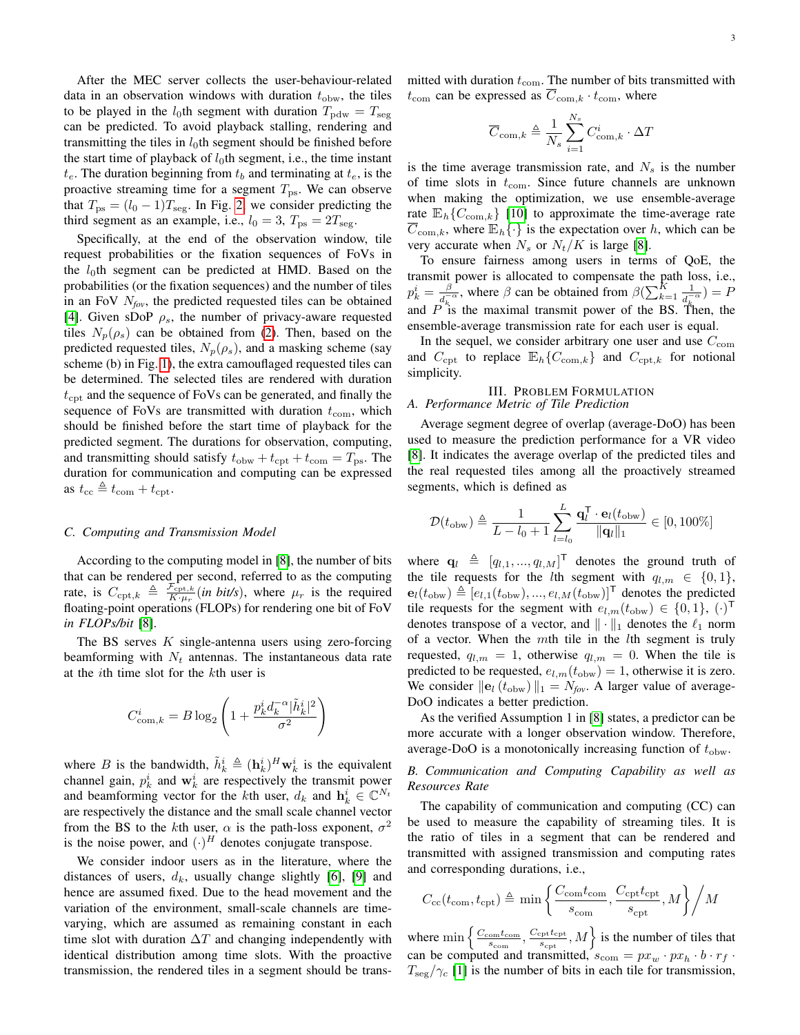After the MEC server collects the user-behaviour-related data in an observation windows with duration $t_{\rm obw}$, the tiles to be played in the $l_0$th segment with duration $T_{\rm pdw} = T_{\rm seg}$ can be predicted. To avoid playback stalling, rendering and transmitting the tiles in $l_0$th segment should be finished before the start time of playback of $l_0$th segment, i.e., the time instant $t_e$. The duration beginning from $t_b$ and terminating at $t_e$, is the proactive streaming time for a segment $T_{\rm ps}$. We can observe that $T_{\rm ps} = (l_0 - 1)T_{\rm seg}$. In Fig. 2, we consider predicting the third segment as an example, i.e., $l_0 = 3$, $T_{\rm ps} = 2T_{\rm seg}$.

Specifically, at the end of the observation window, tile request probabilities or the fixation sequences of FoVs in the $l_0$th segment can be predicted at HMD. Based on the probabilities (or the fixation sequences) and the number of tiles in an FoV $N_{fov}$, the predicted requested tiles can be obtained [4]. Given sDoP $\rho_s$, the number of privacy-aware requested tiles $N_p(\rho_s)$ can be obtained from (2). Then, based on the predicted requested tiles, $N_p(\rho_s)$, and a masking scheme (say scheme (b) in Fig. 1), the extra camouflaged requested tiles can be determined. The selected tiles are rendered with duration $t_{\rm cpt}$ and the sequence of FoVs can be generated, and finally the sequence of FoVs are transmitted with duration $t_{\rm com}$, which should be finished before the start time of playback for the predicted segment. The durations for observation, computing, and transmitting should satisfy $t_{\rm obw} + t_{\rm cpt} + t_{\rm com} = T_{\rm ps}$. The duration for communication and computing can be expressed as $t_{\rm cc} \triangleq t_{\rm com} + t_{\rm cpt}$.

### C. Computing and Transmission Model

According to the computing model in [8], the number of bits that can be rendered per second, referred to as the computing rate, is $C_{{\rm cpt},k} \triangleq \frac{\mathcal{F}_{{\rm cpt},k}}{K\cdot\mu_r}$ *(in bit/s)*, where $\mu_r$ is the required floating-point operations (FLOPs) for rendering one bit of FoV *in FLOPs/bit* [8].

The BS serves $K$ single-antenna users using zero-forcing beamforming with $N_t$ antennas. The instantaneous data rate at the $i$th time slot for the $k$th user is

$$C_{{\rm com},k}^i = B\log_2\left(1 + \frac{p_k^i d_k^{-\alpha}|\tilde{h}_k^i|^2}{\sigma^2}\right)$$

where $B$ is the bandwidth, $\tilde{h}_k^i \triangleq (\mathbf{h}_k^i)^H \mathbf{w}_k^i$ is the equivalent channel gain, $p_k^i$ and $\mathbf{w}_k^i$ are respectively the transmit power and beamforming vector for the $k$th user, $d_k$ and $\mathbf{h}_k^i \in \mathbb{C}^{N_t}$ are respectively the distance and the small scale channel vector from the BS to the $k$th user, $\alpha$ is the path-loss exponent, $\sigma^2$ is the noise power, and $(\cdot)^H$ denotes conjugate transpose.

We consider indoor users as in the literature, where the distances of users, $d_k$, usually change slightly [6], [9] and hence are assumed fixed. Due to the head movement and the variation of the environment, small-scale channels are time-varying, which are assumed as remaining constant in each time slot with duration $\Delta T$ and changing independently with identical distribution among time slots. With the proactive transmission, the rendered tiles in a segment should be transmitted with duration $t_{\rm com}$. The number of bits transmitted with $t_{\rm com}$ can be expressed as $\overline{C}_{{\rm com},k} \cdot t_{\rm com}$, where

$$\overline{C}_{{\rm com},k} \triangleq \frac{1}{N_s}\sum_{i=1}^{N_s} C_{{\rm com},k}^i \cdot \Delta T$$

is the time average transmission rate, and $N_s$ is the number of time slots in $t_{\rm com}$. Since future channels are unknown when making the optimization, we use ensemble-average rate $\mathbb{E}_h\{C_{{\rm com},k}\}$ [10] to approximate the time-average rate $\overline{C}_{{\rm com},k}$, where $\mathbb{E}_h\{\cdot\}$ is the expectation over $h$, which can be very accurate when $N_s$ or $N_t/K$ is large [8].

To ensure fairness among users in terms of QoE, the transmit power is allocated to compensate the path loss, i.e., $p_k^i = \frac{\beta}{d_k^{-\alpha}}$, where $\beta$ can be obtained from $\beta(\sum_{k=1}^{K}\frac{1}{d_k^{-\alpha}}) = P$ and $P$ is the maximal transmit power of the BS. Then, the ensemble-average transmission rate for each user is equal.

In the sequel, we consider arbitrary one user and use $C_{\rm com}$ and $C_{\rm cpt}$ to replace $\mathbb{E}_h\{C_{{\rm com},k}\}$ and $C_{{\rm cpt},k}$ for notional simplicity.

## III. Problem Formulation

### A. Performance Metric of Tile Prediction

Average segment degree of overlap (average-DoO) has been used to measure the prediction performance for a VR video [8]. It indicates the average overlap of the predicted tiles and the real requested tiles among all the proactively streamed segments, which is defined as

$$\mathcal{D}(t_{\rm obw}) \triangleq \frac{1}{L - l_0 + 1}\sum_{l=l_0}^{L}\frac{\mathbf{q}_l^\mathsf{T}\cdot\mathbf{e}_l(t_{\rm obw})}{\|\mathbf{q}_l\|_1} \in [0, 100\%]$$

where $\mathbf{q}_l \triangleq [q_{l,1}, ..., q_{l,M}]^\mathsf{T}$ denotes the ground truth of the tile requests for the $l$th segment with $q_{l,m} \in \{0, 1\}$, $\mathbf{e}_l(t_{\rm obw}) \triangleq [e_{l,1}(t_{\rm obw}), ..., e_{l,M}(t_{\rm obw})]^\mathsf{T}$ denotes the predicted tile requests for the segment with $e_{l,m}(t_{\rm obw}) \in \{0, 1\}$, $(\cdot)^\mathsf{T}$ denotes transpose of a vector, and $\|\cdot\|_1$ denotes the $\ell_1$ norm of a vector. When the $m$th tile in the $l$th segment is truly requested, $q_{l,m} = 1$, otherwise $q_{l,m} = 0$. When the tile is predicted to be requested, $e_{l,m}(t_{\rm obw}) = 1$, otherwise it is zero. We consider $\|\mathbf{e}_l(t_{\rm obw})\|_1 = N_{fov}$. A larger value of average-DoO indicates a better prediction.

As the verified Assumption 1 in [8] states, a predictor can be more accurate with a longer observation window. Therefore, average-DoO is a monotonically increasing function of $t_{\rm obw}$.

### B. Communication and Computing Capability as well as Resources Rate

The capability of communication and computing (CC) can be used to measure the capability of streaming tiles. It is the ratio of tiles in a segment that can be rendered and transmitted with assigned transmission and computing rates and corresponding durations, i.e.,

$$C_{\rm cc}(t_{\rm com}, t_{\rm cpt}) \triangleq \min\left\{\frac{C_{\rm com}t_{\rm com}}{s_{\rm com}}, \frac{C_{\rm cpt}t_{\rm cpt}}{s_{\rm cpt}}, M\right\}\Big/M$$

where $\min\left\{\frac{C_{\rm com}t_{\rm com}}{s_{\rm com}}, \frac{C_{\rm cpt}t_{\rm cpt}}{s_{\rm cpt}}, M\right\}$ is the number of tiles that can be computed and transmitted, $s_{\rm com} = px_w \cdot px_h \cdot b \cdot r_f \cdot T_{\rm seg}/\gamma_c$ [1] is the number of bits in each tile for transmission,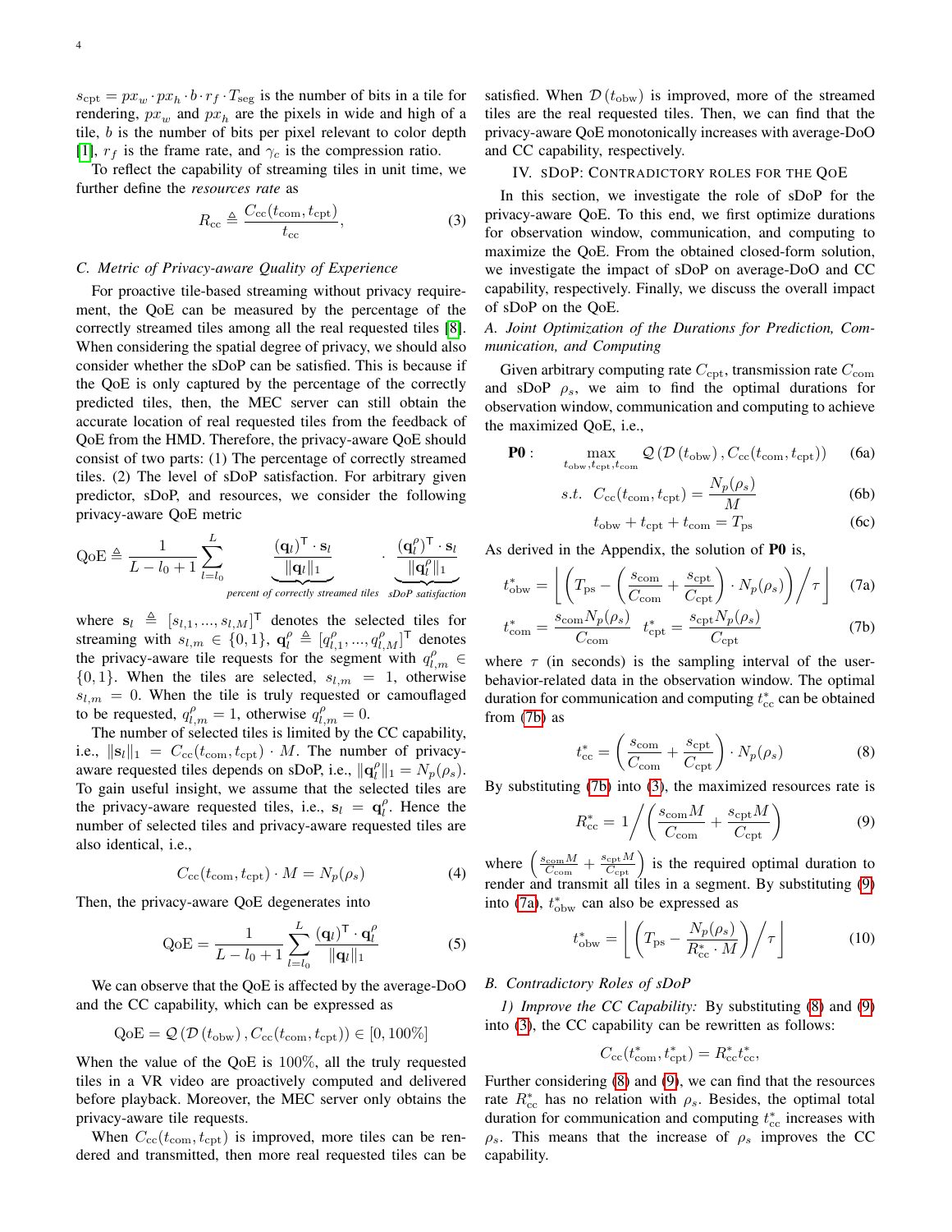$s_{\rm cpt} = px_w \cdot px_h \cdot b \cdot r_f \cdot T_{\rm seg}$ is the number of bits in a tile for rendering, $px_w$ and $px_h$ are the pixels in wide and high of a tile, $b$ is the number of bits per pixel relevant to color depth [1], $r_f$ is the frame rate, and $\gamma_c$ is the compression ratio.

To reflect the capability of streaming tiles in unit time, we further define the *resources rate* as

$$R_{\rm cc} \triangleq \frac{C_{\rm cc}(t_{\rm com}, t_{\rm cpt})}{t_{\rm cc}}, \tag{3}$$

### C. Metric of Privacy-aware Quality of Experience

For proactive tile-based streaming without privacy requirement, the QoE can be measured by the percentage of the correctly streamed tiles among all the real requested tiles [8]. When considering the spatial degree of privacy, we should also consider whether the sDoP can be satisfied. This is because if the QoE is only captured by the percentage of the correctly predicted tiles, then, the MEC server can still obtain the accurate location of real requested tiles from the feedback of QoE from the HMD. Therefore, the privacy-aware QoE should consist of two parts: (1) The percentage of correctly streamed tiles. (2) The level of sDoP satisfaction. For arbitrary given predictor, sDoP, and resources, we consider the following privacy-aware QoE metric

$$\text{QoE} \triangleq \frac{1}{L - l_0 + 1} \sum_{l=l_0}^{L} \underbrace{\frac{(\mathbf{q}_l)^{\mathsf{T}} \cdot \mathbf{s}_l}{\|\mathbf{q}_l\|_1}}_{\textit{percent of correctly streamed tiles}} \cdot \underbrace{\frac{(\mathbf{q}_l^{\rho})^{\mathsf{T}} \cdot \mathbf{s}_l}{\|\mathbf{q}_l^{\rho}\|_1}}_{\textit{sDoP satisfaction}}$$

where $\mathbf{s}_l \triangleq [s_{l,1}, ..., s_{l,M}]^{\mathsf{T}}$ denotes the selected tiles for streaming with $s_{l,m} \in \{0, 1\}$, $\mathbf{q}_l^{\rho} \triangleq [q_{l,1}^{\rho}, ..., q_{l,M}^{\rho}]^{\mathsf{T}}$ denotes the privacy-aware tile requests for the segment with $q_{l,m}^{\rho} \in \{0, 1\}$. When the tiles are selected, $s_{l,m} = 1$, otherwise $s_{l,m} = 0$. When the tile is truly requested or camouflaged to be requested, $q_{l,m}^{\rho} = 1$, otherwise $q_{l,m}^{\rho} = 0$.

The number of selected tiles is limited by the CC capability, i.e., $\|\mathbf{s}_l\|_1 = C_{\rm cc}(t_{\rm com}, t_{\rm cpt}) \cdot M$. The number of privacy-aware requested tiles depends on sDoP, i.e., $\|\mathbf{q}_l^{\rho}\|_1 = N_p(\rho_s)$. To gain useful insight, we assume that the selected tiles are the privacy-aware requested tiles, i.e., $\mathbf{s}_l = \mathbf{q}_l^{\rho}$. Hence the number of selected tiles and privacy-aware requested tiles are also identical, i.e.,

$$C_{\rm cc}(t_{\rm com}, t_{\rm cpt}) \cdot M = N_p(\rho_s) \tag{4}$$

Then, the privacy-aware QoE degenerates into

$$\text{QoE} = \frac{1}{L - l_0 + 1} \sum_{l=l_0}^{L} \frac{(\mathbf{q}_l)^{\mathsf{T}} \cdot \mathbf{q}_l^{\rho}}{\|\mathbf{q}_l\|_1} \tag{5}$$

We can observe that the QoE is affected by the average-DoO and the CC capability, which can be expressed as

$$\text{QoE} = \mathcal{Q}\left(\mathcal{D}\left(t_{\rm obw}\right), C_{\rm cc}(t_{\rm com}, t_{\rm cpt})\right) \in [0, 100\%]$$

When the value of the QoE is 100%, all the truly requested tiles in a VR video are proactively computed and delivered before playback. Moreover, the MEC server only obtains the privacy-aware tile requests.

When $C_{\rm cc}(t_{\rm com}, t_{\rm cpt})$ is improved, more tiles can be rendered and transmitted, then more real requested tiles can be satisfied. When $\mathcal{D}\left(t_{\rm obw}\right)$ is improved, more of the streamed tiles are the real requested tiles. Then, we can find that the privacy-aware QoE monotonically increases with average-DoO and CC capability, respectively.

## IV. sDoP: Contradictory Roles for the QoE

In this section, we investigate the role of sDoP for the privacy-aware QoE. To this end, we first optimize durations for observation window, communication, and computing to maximize the QoE. From the obtained closed-form solution, we investigate the impact of sDoP on average-DoO and CC capability, respectively. Finally, we discuss the overall impact of sDoP on the QoE.

### A. Joint Optimization of the Durations for Prediction, Communication, and Computing

Given arbitrary computing rate $C_{\rm cpt}$, transmission rate $C_{\rm com}$ and sDoP $\rho_s$, we aim to find the optimal durations for observation window, communication and computing to achieve the maximized QoE, i.e.,

$$\mathbf{P0}: \quad \max_{t_{\rm obw}, t_{\rm cpt}, t_{\rm com}} \mathcal{Q}\left(\mathcal{D}\left(t_{\rm obw}\right), C_{\rm cc}(t_{\rm com}, t_{\rm cpt})\right) \tag{6a}$$

$$s.t. \quad C_{\rm cc}(t_{\rm com}, t_{\rm cpt}) = \frac{N_p(\rho_s)}{M} \tag{6b}$$

$$t_{\rm obw} + t_{\rm cpt} + t_{\rm com} = T_{\rm ps} \tag{6c}$$

As derived in the Appendix, the solution of **P0** is,

$$t_{\rm obw}^* = \left\lfloor \left(T_{\rm ps} - \left(\frac{s_{\rm com}}{C_{\rm com}} + \frac{s_{\rm cpt}}{C_{\rm cpt}}\right) \cdot N_p(\rho_s)\right) \Big/ \tau \right\rfloor \tag{7a}$$

$$t_{\rm com}^* = \frac{s_{\rm com} N_p(\rho_s)}{C_{\rm com}} \quad t_{\rm cpt}^* = \frac{s_{\rm cpt} N_p(\rho_s)}{C_{\rm cpt}} \tag{7b}$$

where $\tau$ (in seconds) is the sampling interval of the user-behavior-related data in the observation window. The optimal duration for communication and computing $t_{\rm cc}^*$ can be obtained from (7b) as

$$t_{\rm cc}^* = \left(\frac{s_{\rm com}}{C_{\rm com}} + \frac{s_{\rm cpt}}{C_{\rm cpt}}\right) \cdot N_p(\rho_s) \tag{8}$$

By substituting (7b) into (3), the maximized resources rate is

$$R_{\rm cc}^* = 1 \Big/ \left(\frac{s_{\rm com} M}{C_{\rm com}} + \frac{s_{\rm cpt} M}{C_{\rm cpt}}\right) \tag{9}$$

where $\left(\frac{s_{\rm com} M}{C_{\rm com}} + \frac{s_{\rm cpt} M}{C_{\rm cpt}}\right)$ is the required optimal duration to render and transmit all tiles in a segment. By substituting (9) into (7a), $t_{\rm obw}^*$ can also be expressed as

$$t_{\rm obw}^* = \left\lfloor \left(T_{\rm ps} - \frac{N_p(\rho_s)}{R_{\rm cc}^* \cdot M}\right) \Big/ \tau \right\rfloor \tag{10}$$

### B. Contradictory Roles of sDoP

*1) Improve the CC Capability:* By substituting (8) and (9) into (3), the CC capability can be rewritten as follows:

$$C_{\rm cc}(t_{\rm com}^*, t_{\rm cpt}^*) = R_{\rm cc}^* t_{\rm cc}^*,$$

Further considering (8) and (9), we can find that the resources rate $R_{\rm cc}^*$ has no relation with $\rho_s$. Besides, the optimal total duration for communication and computing $t_{\rm cc}^*$ increases with $\rho_s$. This means that the increase of $\rho_s$ improves the CC capability.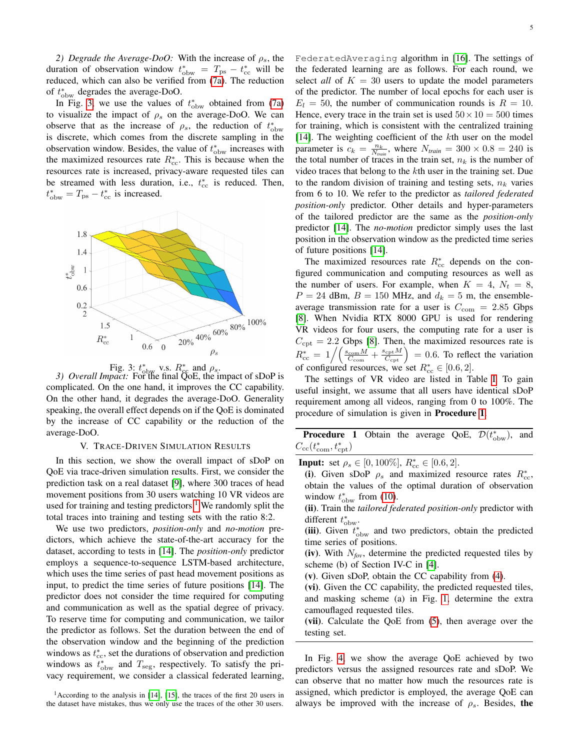*2) Degrade the Average-DoO:* With the increase of $\rho_s$, the duration of observation window $t^*_{\rm obw} = T_{\rm ps} - t^*_{\rm cc}$ will be reduced, which can also be verified from (7a). The reduction of $t^*_{\rm obw}$ degrades the average-DoO.

In Fig. 3, we use the values of $t^*_{\rm obw}$ obtained from (7a) to visualize the impact of $\rho_s$ on the average-DoO. We can observe that as the increase of $\rho_s$, the reduction of $t^*_{\rm obw}$ is discrete, which comes from the discrete sampling in the observation window. Besides, the value of $t^*_{\rm obw}$ increases with the maximized resources rate $R^*_{\rm cc}$. This is because when the resources rate is increased, privacy-aware requested tiles can be streamed with less duration, i.e., $t^*_{\rm cc}$ is reduced. Then, $t^*_{\rm obw} = T_{\rm ps} - t^*_{\rm cc}$ is increased.

Fig. 3: $t^*_{\rm obw}$ v.s. $R^*_{\rm cc}$ and $\rho_s$.

*3) Overall Impact:* For the final QoE, the impact of sDoP is complicated. On the one hand, it improves the CC capability. On the other hand, it degrades the average-DoO. Generality speaking, the overall effect depends on if the QoE is dominated by the increase of CC capability or the reduction of the average-DoO.

## V. Trace-Driven Simulation Results

In this section, we show the overall impact of sDoP on QoE via trace-driven simulation results. First, we consider the prediction task on a real dataset [9], where 300 traces of head movement positions from 30 users watching 10 VR videos are used for training and testing predictors.[1] We randomly split the total traces into training and testing sets with the ratio 8:2.

We use two predictors, *position-only* and *no-motion* predictors, which achieve the state-of-the-art accuracy for the dataset, according to tests in [14]. The *position-only* predictor employs a sequence-to-sequence LSTM-based architecture, which uses the time series of past head movement positions as input, to predict the time series of future positions [14]. The predictor does not consider the time required for computing and communication as well as the spatial degree of privacy. To reserve time for computing and communication, we tailor the predictor as follows. Set the duration between the end of the observation window and the beginning of the prediction windows as $t^*_{\rm cc}$, set the durations of observation and prediction windows as $t^*_{\rm obw}$ and $T_{\rm seg}$, respectively. To satisfy the privacy requirement, we consider a classical federated learning, `FederatedAveraging` algorithm in [16]. The settings of the federated learning are as follows. For each round, we select *all* of $K = 30$ users to update the model parameters of the predictor. The number of local epochs for each user is $E_l = 50$, the number of communication rounds is $R = 10$. Hence, every trace in the train set is used $50 \times 10 = 500$ times for training, which is consistent with the centralized training [14]. The weighting coefficient of the $k$th user on the model parameter is $c_k = \frac{n_k}{N_{train}}$, where $N_{train} = 300 \times 0.8 = 240$ is the total number of traces in the train set, $n_k$ is the number of video traces that belong to the $k$th user in the training set. Due to the random division of training and testing sets, $n_k$ varies from 6 to 10. We refer to the predictor as *tailored federated position-only* predictor. Other details and hyper-parameters of the tailored predictor are the same as the *position-only* predictor [14]. The *no-motion* predictor simply uses the last position in the observation window as the predicted time series of future positions [14].

The maximized resources rate $R^*_{\rm cc}$ depends on the configured communication and computing resources as well as the number of users. For example, when $K = 4$, $N_t = 8$, $P = 24$ dBm, $B = 150$ MHz, and $d_k = 5$ m, the ensemble-average transmission rate for a user is $C_{\rm com} = 2.85$ Gbps [8]. When Nvidia RTX 8000 GPU is used for rendering VR videos for four users, the computing rate for a user is $C_{\rm cpt} = 2.2$ Gbps [8]. Then, the maximized resources rate is $R^*_{\rm cc} = 1\Big/\left(\frac{s_{\rm com}M}{C_{\rm com}} + \frac{s_{\rm cpt}M}{C_{\rm cpt}}\right) = 0.6$. To reflect the variation of configured resources, we set $R^*_{\rm cc} \in [0.6, 2]$.

The settings of VR video are listed in Table I. To gain useful insight, we assume that all users have identical sDoP requirement among all videos, ranging from 0 to 100%. The procedure of simulation is given in **Procedure 1**.

---

**Procedure 1** Obtain the average QoE, $\mathcal{D}(t^*_{\rm obw})$, and $C_{\rm cc}(t^*_{\rm com}, t^*_{\rm cpt})$

---

**Input:** set $\rho_s \in [0, 100\%]$, $R^*_{\rm cc} \in [0.6, 2]$.

**(i)**. Given sDoP $\rho_s$ and maximized resource rates $R^*_{\rm cc}$, obtain the values of the optimal duration of observation window $t^*_{\rm obw}$ from (10).

**(ii)**. Train the *tailored federated position-only* predictor with different $t^*_{\rm obw}$.

**(iii)**. Given $t^*_{\rm obw}$ and two predictors, obtain the predicted time series of positions.

**(iv)**. With $N_{fov}$, determine the predicted requested tiles by scheme (b) of Section IV-C in [4].

**(v)**. Given sDoP, obtain the CC capability from (4).

**(vi)**. Given the CC capability, the predicted requested tiles, and masking scheme (a) in Fig. 1, determine the extra camouflaged requested tiles.

**(vii)**. Calculate the QoE from (5), then average over the testing set.

---

In Fig. 4, we show the average QoE achieved by two predictors versus the assigned resources rate and sDoP. We can observe that no matter how much the resources rate is assigned, which predictor is employed, the average QoE can always be improved with the increase of $\rho_s$. Besides, **the**

[1] According to the analysis in [14], [15], the traces of the first 20 users in the dataset have mistakes, thus we only use the traces of the other 30 users.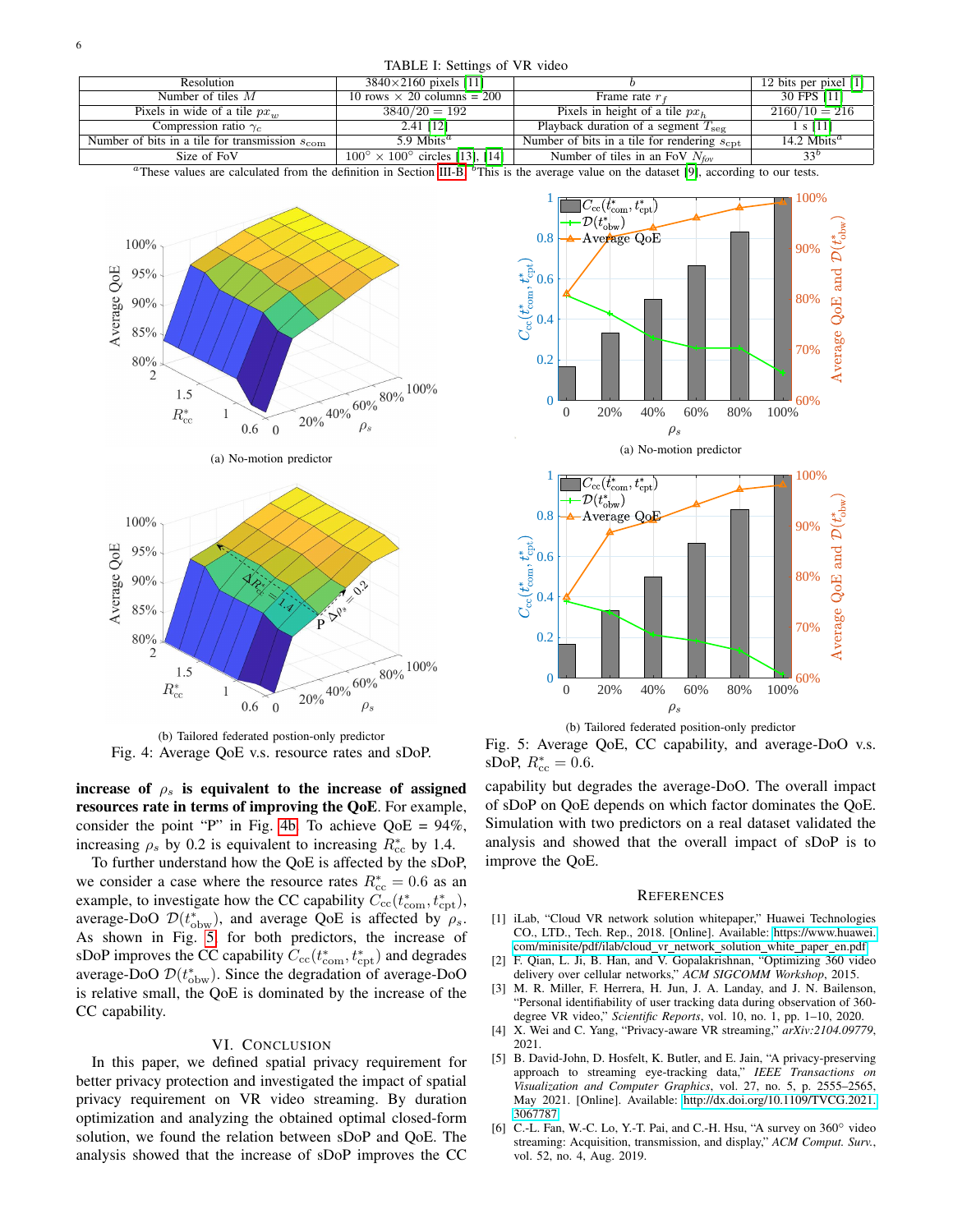TABLE I: Settings of VR video

| Resolution | 3840×2160 pixels [11] | $b$ | 12 bits per pixel [1] |
|---|---|---|---|
| Number of tiles $M$ | 10 rows × 20 columns = 200 | Frame rate $r_f$ | 30 FPS [11] |
| Pixels in wide of a tile $px_w$ | $3840/20 = 192$ | Pixels in height of a tile $px_h$ | $2160/10 = 216$ |
| Compression ratio $\gamma_c$ | 2.41 [12] | Playback duration of a segment $T_{\text{seg}}$ | 1 s [11] |
| Number of bits in a tile for transmission $s_{\text{com}}$ | 5.9 Mbits[a] | Number of bits in a tile for rendering $s_{\text{cpt}}$ | 14.2 Mbits[a] |
| Size of FoV | $100° \times 100°$ circles [13], [14] | Number of tiles in an FoV $N_{fov}$ | 33[b] |

[a]These values are calculated from the definition in Section III-B. [b]This is the average value on the dataset [9], according to our tests.

(a) No-motion predictor

(b) Tailored federated postion-only predictor

Fig. 4: Average QoE v.s. resource rates and sDoP.

(a) No-motion predictor

(b) Tailored federated position-only predictor

Fig. 5: Average QoE, CC capability, and average-DoO v.s. sDoP, $R^*_{\text{cc}} = 0.6$.

**increase of $\rho_s$ is equivalent to the increase of assigned resources rate in terms of improving the QoE**. For example, consider the point "P" in Fig. 4b. To achieve QoE = 94%, increasing $\rho_s$ by 0.2 is equivalent to increasing $R^*_{\text{cc}}$ by 1.4.

To further understand how the QoE is affected by the sDoP, we consider a case where the resource rates $R^*_{\text{cc}} = 0.6$ as an example, to investigate how the CC capability $C_{\text{cc}}(t^*_{\text{com}}, t^*_{\text{cpt}})$, average-DoO $\mathcal{D}(t^*_{\text{obw}})$, and average QoE is affected by $\rho_s$. As shown in Fig. 5, for both predictors, the increase of sDoP improves the CC capability $C_{\text{cc}}(t^*_{\text{com}}, t^*_{\text{cpt}})$ and degrades average-DoO $\mathcal{D}(t^*_{\text{obw}})$. Since the degradation of average-DoO is relative small, the QoE is dominated by the increase of the CC capability.

## VI. Conclusion

In this paper, we defined spatial privacy requirement for better privacy protection and investigated the impact of spatial privacy requirement on VR video streaming. By duration optimization and analyzing the obtained optimal closed-form solution, we found the relation between sDoP and QoE. The analysis showed that the increase of sDoP improves the CC capability but degrades the average-DoO. The overall impact of sDoP on QoE depends on which factor dominates the QoE. Simulation with two predictors on a real dataset validated the analysis and showed that the overall impact of sDoP is to improve the QoE.

## References

[1] iLab, "Cloud VR network solution whitepaper," Huawei Technologies CO., LTD., Tech. Rep., 2018. [Online]. Available: https://www.huawei.com/minisite/pdf/ilab/cloud_vr_network_solution_white_paper_en.pdf

[2] F. Qian, L. Ji, B. Han, and V. Gopalakrishnan, "Optimizing 360 video delivery over cellular networks," *ACM SIGCOMM Workshop*, 2015.

[3] M. R. Miller, F. Herrera, H. Jun, J. A. Landay, and J. N. Bailenson, "Personal identifiability of user tracking data during observation of 360-degree VR video," *Scientific Reports*, vol. 10, no. 1, pp. 1–10, 2020.

[4] X. Wei and C. Yang, "Privacy-aware VR streaming," *arXiv:2104.09779*, 2021.

[5] B. David-John, D. Hosfelt, K. Butler, and E. Jain, "A privacy-preserving approach to streaming eye-tracking data," *IEEE Transactions on Visualization and Computer Graphics*, vol. 27, no. 5, p. 2555–2565, May 2021. [Online]. Available: http://dx.doi.org/10.1109/TVCG.2021.3067787

[6] C.-L. Fan, W.-C. Lo, Y.-T. Pai, and C.-H. Hsu, "A survey on 360° video streaming: Acquisition, transmission, and display," *ACM Comput. Surv.*, vol. 52, no. 4, Aug. 2019.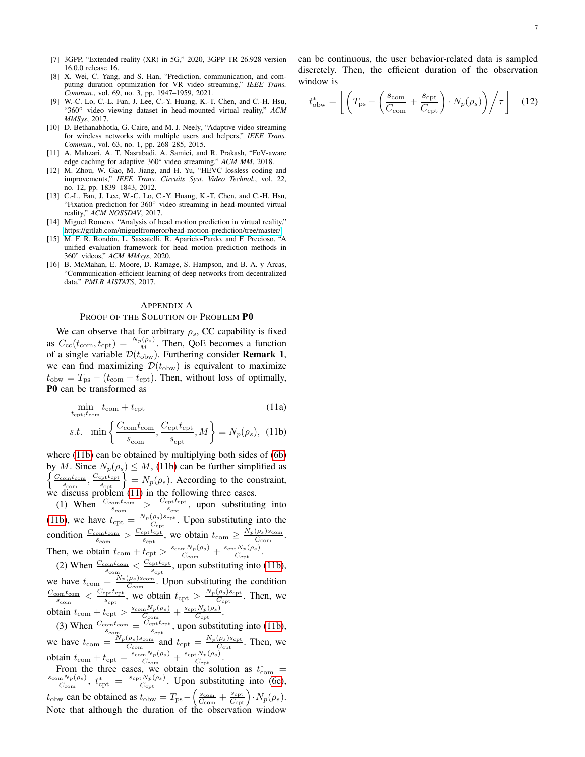[7] 3GPP, "Extended reality (XR) in 5G," 2020, 3GPP TR 26.928 version 16.0.0 release 16.

[8] X. Wei, C. Yang, and S. Han, "Prediction, communication, and computing duration optimization for VR video streaming," *IEEE Trans. Commun.*, vol. 69, no. 3, pp. 1947–1959, 2021.

[9] W.-C. Lo, C.-L. Fan, J. Lee, C.-Y. Huang, K.-T. Chen, and C.-H. Hsu, "360° video viewing dataset in head-mounted virtual reality," *ACM MMSys*, 2017.

[10] D. Bethanabhotla, G. Caire, and M. J. Neely, "Adaptive video streaming for wireless networks with multiple users and helpers," *IEEE Trans. Commun.*, vol. 63, no. 1, pp. 268–285, 2015.

[11] A. Mahzari, A. T. Nasrabadi, A. Samiei, and R. Prakash, "FoV-aware edge caching for adaptive 360° video streaming," *ACM MM*, 2018.

[12] M. Zhou, W. Gao, M. Jiang, and H. Yu, "HEVC lossless coding and improvements," *IEEE Trans. Circuits Syst. Video Technol.*, vol. 22, no. 12, pp. 1839–1843, 2012.

[13] C.-L. Fan, J. Lee, W.-C. Lo, C.-Y. Huang, K.-T. Chen, and C.-H. Hsu, "Fixation prediction for 360° video streaming in head-mounted virtual reality," *ACM NOSSDAV*, 2017.

[14] Miguel Romero, "Analysis of head motion prediction in virtual reality," https://gitlab.com/miguelfromeror/head-motion-prediction/tree/master/.

[15] M. F. R. Rondón, L. Sassatelli, R. Aparicio-Pardo, and F. Precioso, "A unified evaluation framework for head motion prediction methods in 360° videos," *ACM MMsys*, 2020.

[16] B. McMahan, E. Moore, D. Ramage, S. Hampson, and B. A. y Arcas, "Communication-efficient learning of deep networks from decentralized data," *PMLR AISTATS*, 2017.

## Appendix A
## Proof of the Solution of Problem **P0**

We can observe that for arbitrary $\rho_s$, CC capability is fixed as $C_{\rm cc}(t_{\rm com}, t_{\rm cpt}) = \frac{N_p(\rho_s)}{M}$. Then, QoE becomes a function of a single variable $\mathcal{D}(t_{\rm obw})$. Furthering consider **Remark 1**, we can find maximizing $\mathcal{D}(t_{\rm obw})$ is equivalent to maximize $t_{\rm obw} = T_{\rm ps} - (t_{\rm com} + t_{\rm cpt})$. Then, without loss of optimally, **P0** can be transformed as

$$\min_{t_{\rm cpt}, t_{\rm com}} \; t_{\rm com} + t_{\rm cpt} \tag{11a}$$

$$s.t. \;\; \min\left\{\frac{C_{\rm com} t_{\rm com}}{s_{\rm com}}, \frac{C_{\rm cpt} t_{\rm cpt}}{s_{\rm cpt}}, M\right\} = N_p(\rho_s), \tag{11b}$$

where (11b) can be obtained by multiplying both sides of (6b) by $M$. Since $N_p(\rho_s) \leq M$, (11b) can be further simplified as $\left\{\frac{C_{\rm com} t_{\rm com}}{s_{\rm com}}, \frac{C_{\rm cpt} t_{\rm cpt}}{s_{\rm cpt}}\right\} = N_p(\rho_s)$. According to the constraint, we discuss problem (11) in the following three cases.

(1) When $\frac{C_{\rm com} t_{\rm com}}{s_{\rm com}} > \frac{C_{\rm cpt} t_{\rm cpt}}{s_{\rm cpt}}$, upon substituting into (11b), we have $t_{\rm cpt} = \frac{N_p(\rho_s) s_{\rm cpt}}{C_{\rm cpt}}$. Upon substituting into the condition $\frac{C_{\rm com} t_{\rm com}}{s_{\rm com}} > \frac{C_{\rm cpt} t_{\rm cpt}}{s_{\rm cpt}}$, we obtain $t_{\rm com} \geq \frac{N_p(\rho_s) s_{\rm com}}{C_{\rm com}}$. Then, we obtain $t_{\rm com} + t_{\rm cpt} > \frac{s_{\rm com} N_p(\rho_s)}{C_{\rm com}} + \frac{s_{\rm cpt} N_p(\rho_s)}{C_{\rm cpt}}$.

(2) When $\frac{C_{\rm com} t_{\rm com}}{s_{\rm com}} < \frac{C_{\rm cpt} t_{\rm cpt}}{s_{\rm cpt}}$, upon substituting into (11b), we have $t_{\rm com} = \frac{N_p(\rho_s) s_{\rm com}}{C_{\rm com}}$. Upon substituting the condition $\frac{C_{\rm com} t_{\rm com}}{s_{\rm com}} < \frac{C_{\rm cpt} t_{\rm cpt}}{s_{\rm cpt}}$, we obtain $t_{\rm cpt} > \frac{N_p(\rho_s) s_{\rm cpt}}{C_{\rm cpt}}$. Then, we obtain $t_{\rm com} + t_{\rm cpt} > \frac{s_{\rm com} N_p(\rho_s)}{C_{\rm com}} + \frac{s_{\rm cpt} N_p(\rho_s)}{C_{\rm cpt}}$.

(3) When $\frac{C_{\rm com} t_{\rm com}}{s_{\rm com}} = \frac{C_{\rm cpt} t_{\rm cpt}}{s_{\rm cpt}}$, upon substituting into (11b), we have $t_{\rm com} = \frac{N_p(\rho_s) s_{\rm com}}{C_{\rm com}}$ and $t_{\rm cpt} = \frac{N_p(\rho_s) s_{\rm cpt}}{C_{\rm cpt}}$. Then, we obtain $t_{\rm com} + t_{\rm cpt} = \frac{s_{\rm com} N_p(\rho_s)}{C_{\rm com}} + \frac{s_{\rm cpt} N_p(\rho_s)}{C_{\rm cpt}}$.

From the three cases, we obtain the solution as $t^*_{\rm com} = \frac{s_{\rm com} N_p(\rho_s)}{C_{\rm com}}$, $t^*_{\rm cpt} = \frac{s_{\rm cpt} N_p(\rho_s)}{C_{\rm cpt}}$. Upon substituting into (6c), $t_{\rm obw}$ can be obtained as $t_{\rm obw} = T_{\rm ps} - \left(\frac{s_{\rm com}}{C_{\rm com}} + \frac{s_{\rm cpt}}{C_{\rm cpt}}\right) \cdot N_p(\rho_s)$. Note that although the duration of the observation window can be continuous, the user behavior-related data is sampled discretely. Then, the efficient duration of the observation window is

$$t^*_{\rm obw} = \left\lfloor \left(T_{\rm ps} - \left(\frac{s_{\rm com}}{C_{\rm com}} + \frac{s_{\rm cpt}}{C_{\rm cpt}}\right) \cdot N_p(\rho_s)\right) \Big/ \tau \right\rfloor \tag{12}$$